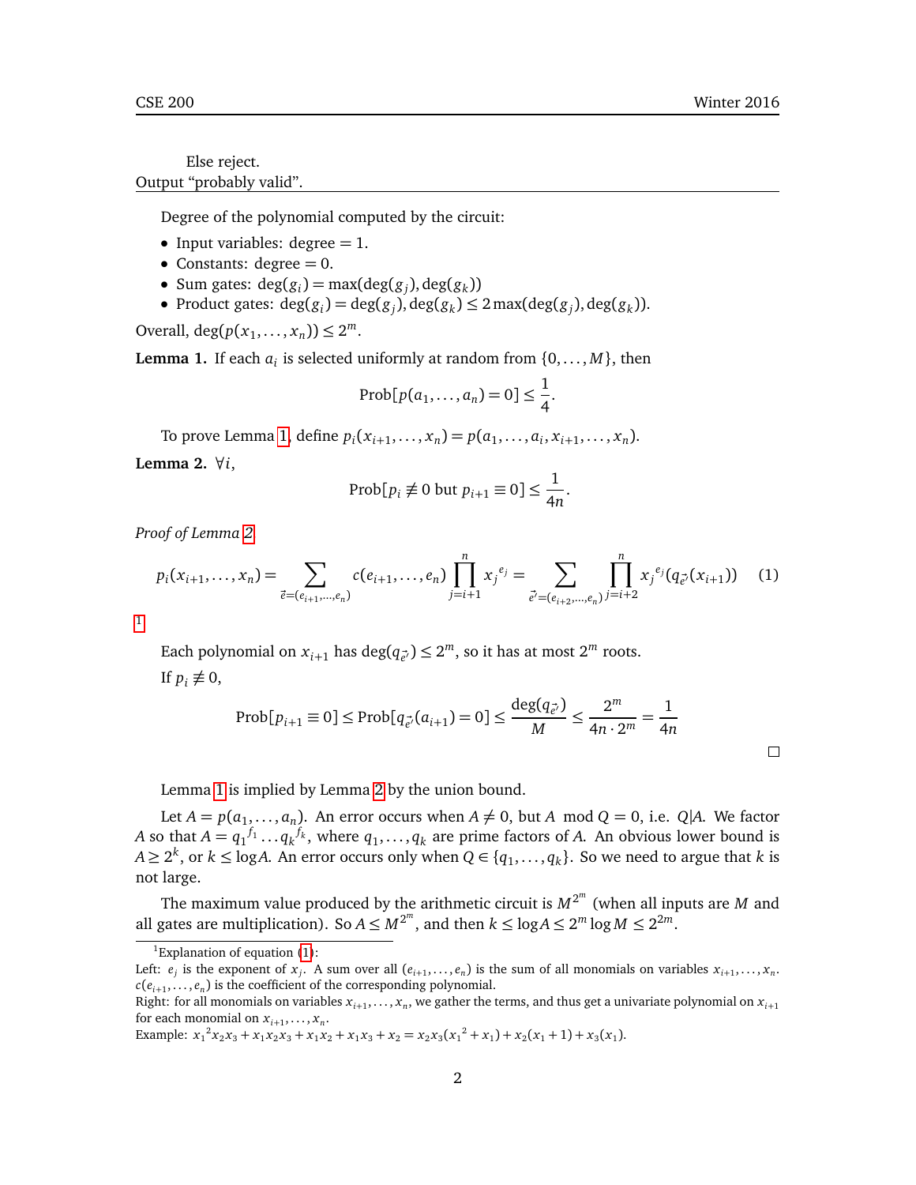Else reject.

Output "probably valid".

Degree of the polynomial computed by the circuit:

- Input variables: degree = 1.
- Constants: degree = 0.
- Sum gates: $\deg(g_i) = \max(\deg(g_j), \deg(g_k))$
- Product gates: $\deg(g_i) = \deg(g_j), \deg(g_k) \leq 2\max(\deg(g_j), \deg(g_k))$.

Overall, $\deg(p(x_1, \ldots, x_n)) \leq 2^m$.

**Lemma 1.** If each $a_i$ is selected uniformly at random from $\{0, \ldots, M\}$, then

$$\text{Prob}[p(a_1, \ldots, a_n) = 0] \leq \frac{1}{4}.$$

To prove Lemma 1, define $p_i(x_{i+1}, \ldots, x_n) = p(a_1, \ldots, a_i, x_{i+1}, \ldots, x_n)$.

**Lemma 2.** $\forall i$,

$$\text{Prob}[p_i \not\equiv 0 \text{ but } p_{i+1} \equiv 0] \leq \frac{1}{4n}.$$

*Proof of Lemma 2.*

$$p_i(x_{i+1}, \ldots, x_n) = \sum_{\vec{e}=(e_{i+1},\ldots,e_n)} c(e_{i+1}, \ldots, e_n) \prod_{j=i+1}^{n} {x_j}^{e_j} = \sum_{\vec{e'}=(e_{i+2},\ldots,e_n)} \prod_{j=i+2}^{n} {x_j}^{e_j}(q_{\vec{e'}}(x_{i+1})) \quad (1)$$

[1]

Each polynomial on $x_{i+1}$ has $\deg(q_{\vec{e'}}) \leq 2^m$, so it has at most $2^m$ roots.

If $p_i \not\equiv 0$,

$$\text{Prob}[p_{i+1} \equiv 0] \leq \text{Prob}[q_{\vec{e'}}(a_{i+1}) = 0] \leq \frac{\deg(q_{\vec{e'}})}{M} \leq \frac{2^m}{4n \cdot 2^m} = \frac{1}{4n}$$

□

Lemma 1 is implied by Lemma 2 by the union bound.

Let $A = p(a_1, \ldots, a_n)$. An error occurs when $A \neq 0$, but $A \mod Q = 0$, i.e. $Q | A$. We factor $A$ so that $A = {q_1}^{f_1} \ldots {q_k}^{f_k}$, where $q_1, \ldots, q_k$ are prime factors of $A$. An obvious lower bound is $A \geq 2^k$, or $k \leq \log A$. An error occurs only when $Q \in \{q_1, \ldots, q_k\}$. So we need to argue that $k$ is not large.

The maximum value produced by the arithmetic circuit is $M^{2^m}$ (when all inputs are $M$ and all gates are multiplication). So $A \leq M^{2^m}$, and then $k \leq \log A \leq 2^m \log M \leq 2^{2m}$.

---

[1] Explanation of equation (1):
Left: $e_j$ is the exponent of $x_j$. A sum over all $(e_{i+1}, \ldots, e_n)$ is the sum of all monomials on variables $x_{i+1}, \ldots, x_n$. $c(e_{i+1}, \ldots, e_n)$ is the coefficient of the corresponding polynomial.
Right: for all monomials on variables $x_{i+1}, \ldots, x_n$, we gather the terms, and thus get a univariate polynomial on $x_{i+1}$ for each monomial on $x_{i+1}, \ldots, x_n$.
Example: ${x_1}^2 x_2 x_3 + x_1 x_2 x_3 + x_1 x_2 + x_1 x_3 + x_2 = x_2 x_3({x_1}^2 + x_1) + x_2(x_1 + 1) + x_3(x_1)$.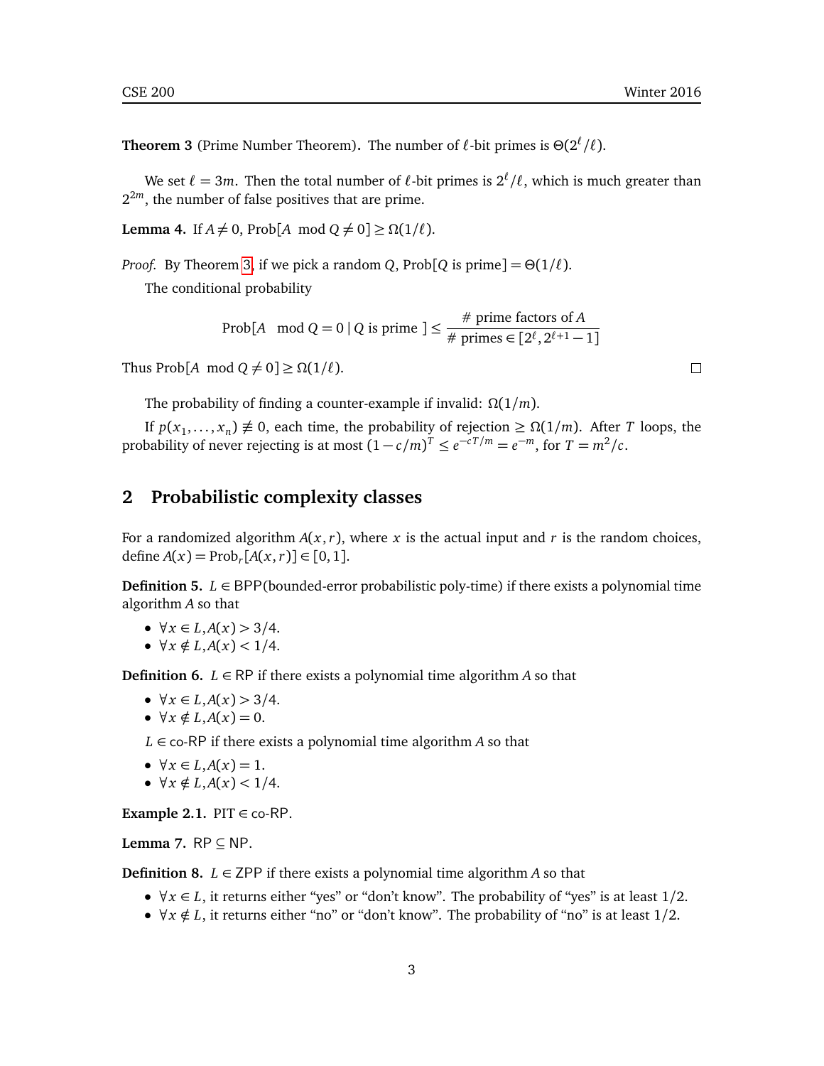**Theorem 3** (Prime Number Theorem)**.** The number of $\ell$-bit primes is $\Theta(2^\ell/\ell)$.

We set $\ell = 3m$. Then the total number of $\ell$-bit primes is $2^\ell/\ell$, which is much greater than $2^{2m}$, the number of false positives that are prime.

**Lemma 4.** If $A \neq 0$, $\text{Prob}[A \mod Q \neq 0] \geq \Omega(1/\ell)$.

*Proof.* By Theorem 3, if we pick a random $Q$, $\text{Prob}[Q \text{ is prime}] = \Theta(1/\ell)$.

The conditional probability

$$\text{Prob}[A \mod Q = 0 \mid Q \text{ is prime }] \leq \frac{\#\text{ prime factors of } A}{\#\text{ primes} \in [2^\ell, 2^{\ell+1}-1]}$$

Thus $\text{Prob}[A \mod Q \neq 0] \geq \Omega(1/\ell)$. □

The probability of finding a counter-example if invalid: $\Omega(1/m)$.

If $p(x_1, \ldots, x_n) \not\equiv 0$, each time, the probability of rejection $\geq \Omega(1/m)$. After $T$ loops, the probability of never rejecting is at most $(1 - c/m)^T \leq e^{-cT/m} = e^{-m}$, for $T = m^2/c$.

## 2 Probabilistic complexity classes

For a randomized algorithm $A(x, r)$, where $x$ is the actual input and $r$ is the random choices, define $A(x) = \text{Prob}_r[A(x, r)] \in [0, 1]$.

**Definition 5.** $L \in$ BPP(bounded-error probabilistic poly-time) if there exists a polynomial time algorithm $A$ so that

- $\forall x \in L, A(x) > 3/4$.
- $\forall x \notin L, A(x) < 1/4$.

**Definition 6.** $L \in$ RP if there exists a polynomial time algorithm $A$ so that

- $\forall x \in L, A(x) > 3/4$.
- $\forall x \notin L, A(x) = 0$.

$L \in$ co-RP if there exists a polynomial time algorithm $A$ so that

- $\forall x \in L, A(x) = 1$.
- $\forall x \notin L, A(x) < 1/4$.

**Example 2.1.** PIT $\in$ co-RP.

**Lemma 7.** RP $\subseteq$ NP.

**Definition 8.** $L \in$ ZPP if there exists a polynomial time algorithm $A$ so that

- $\forall x \in L$, it returns either "yes" or "don't know". The probability of "yes" is at least $1/2$.
- $\forall x \notin L$, it returns either "no" or "don't know". The probability of "no" is at least $1/2$.